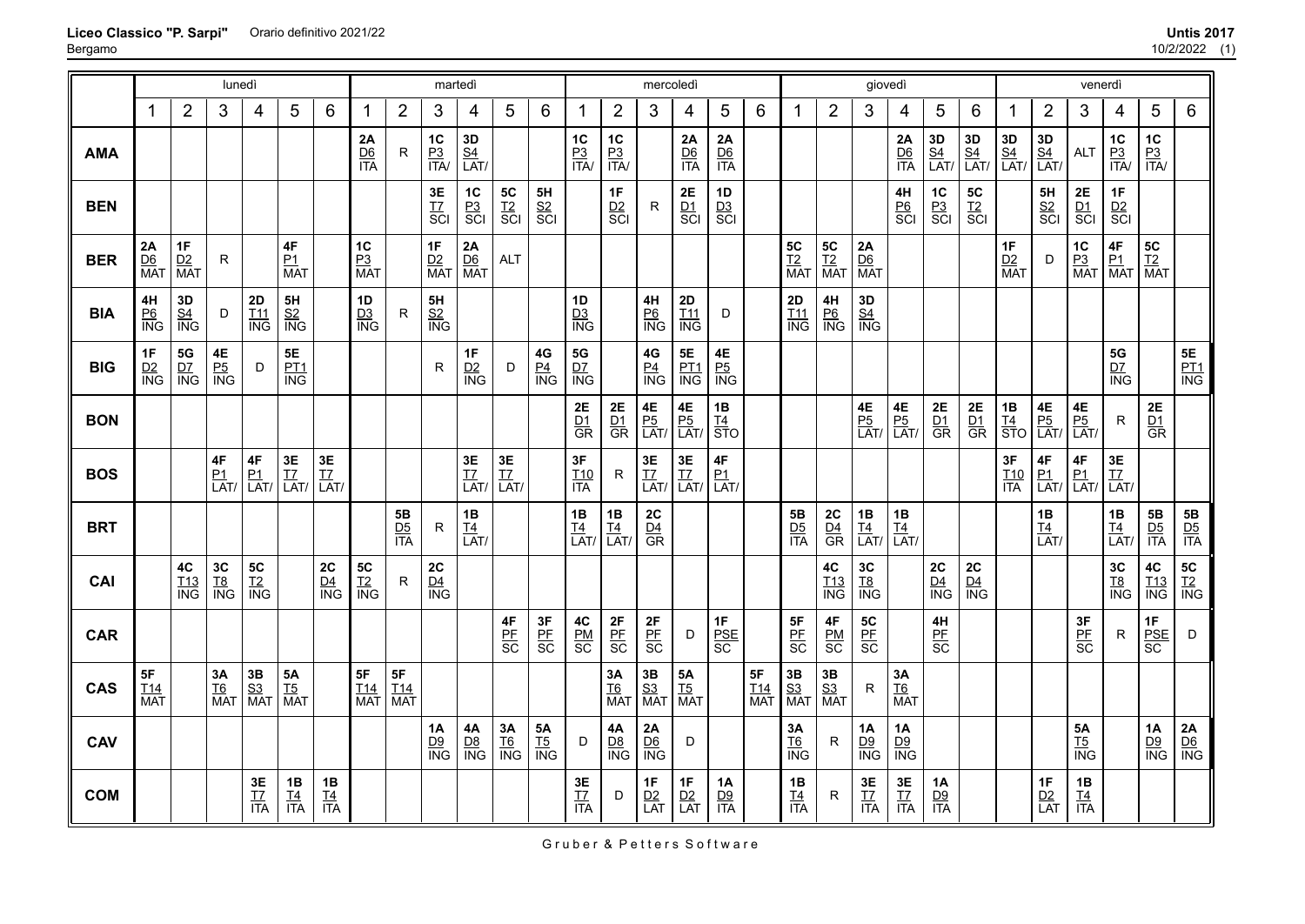**Liceo Classico "P. Sarpi"** Orario definitivo 2021/22
Bergamo

| | lunedì | | | | | | martedì | | | | | | mercoledì | | | | | | giovedì | | | | | | venerdì | | | | | |
|---|---|---|---|---|---|---|---|---|---|---|---|---|---|---|---|---|---|---|---|---|---|---|---|---|---|---|---|---|---|---|
| | 1 | 2 | 3 | 4 | 5 | 6 | 1 | 2 | 3 | 4 | 5 | 6 | 1 | 2 | 3 | 4 | 5 | 6 | 1 | 2 | 3 | 4 | 5 | 6 | 1 | 2 | 3 | 4 | 5 | 6 |
| **AMA** | | | | | | | 2A D6 ITA | R | 1C P3 ITA/ | 3D S4 LAT/ | | | 1C P3 ITA/ | 1C P3 ITA/ | | 2A D6 ITA | 2A D6 ITA | | | | | 2A D6 ITA | 3D S4 LAT/ | 3D S4 LAT/ | 3D S4 LAT/ | 3D S4 LAT/ | ALT | 1C P3 ITA/ | 1C P3 ITA/ | |
| **BEN** | | | | | | | | | 3E T7 SCI | 1C P3 SCI | 5C T2 SCI | 5H S2 SCI | | 1F D2 SCI | R | 2E D1 SCI | 1D D3 SCI | | | | | 4H P6 SCI | 1C P3 SCI | 5C T2 SCI | | 5H S2 SCI | 2E D1 SCI | 1F D2 SCI | | |
| **BER** | 2A D6 MAT | 1F D2 MAT | R | | 4F P1 MAT | | 1C P3 MAT | | 1F D2 MAT | 2A D6 MAT | ALT | | | | | | | | 5C T2 MAT | 5C T2 MAT | 2A D6 MAT | | | | 1F D2 MAT | D | 1C P3 MAT | 4F P1 MAT | 5C T2 MAT | |
| **BIA** | 4H P6 ING | 3D S4 ING | D | 2D T11 ING | 5H S2 ING | | 1D D3 ING | R | 5H S2 ING | | | | 1D D3 ING | | 4H P6 ING | 2D T11 ING | D | | 2D T11 ING | 4H P6 ING | 3D S4 ING | | | | | | | | | |
| **BIG** | 1F D2 ING | 5G D7 ING | 4E P5 ING | D | 5E PT1 ING | | | | R | 1F D2 ING | D | 4G P4 ING | 5G D7 ING | | 4G P4 ING | 5E PT1 ING | 4E P5 ING | | | | | | | | | | | 5G D7 ING | | 5E PT1 ING |
| **BON** | | | | | | | | | | | | | 2E D1 GR | 2E D1 GR | 4E P5 LAT/ | 4E P5 LAT/ | 1B T4 STO | | | | 4E P5 LAT/ | 4E P5 LAT/ | 2E D1 GR | 2E D1 GR | 1B T4 STO | 4E P5 LAT/ | 4E P5 LAT/ | R | 2E D1 GR | |
| **BOS** | | | 4F P1 LAT/ | 4F P1 LAT/ | 3E T7 LAT/ | 3E T7 LAT/ | | | | 3E T7 LAT/ | 3E T7 LAT/ | | 3F T10 ITA | R | 3E T7 LAT/ | 3E T7 LAT/ | 4F P1 LAT/ | | | | | | | | 3F T10 ITA | 4F P1 LAT/ | 4F P1 LAT/ | 3E T7 LAT/ | | |
| **BRT** | | | | | | | | 5B D5 ITA | R | 1B T4 LAT/ | | | 1B T4 LAT/ | 1B T4 LAT/ | 2C D4 GR | | | | 5B D5 ITA | 2C D4 GR | 1B T4 LAT/ | 1B T4 LAT/ | | | | 1B T4 LAT/ | | 1B T4 LAT/ | 5B D5 ITA | 5B D5 ITA |
| **CAI** | | 4C T13 ING | 3C T8 ING | 5C T2 ING | | 2C D4 ING | 5C T2 ING | R | 2C D4 ING | | | | | | | | | | | 4C T13 ING | 3C T8 ING | | 2C D4 ING | 2C D4 ING | | | | 3C T8 ING | 4C T13 ING | 5C T2 ING |
| **CAR** | | | | | | | | | | | 4F PF SC | 3F PF SC | 4C PM SC | 2F PF SC | 2F PF SC | D | 1F PSE SC | | 5F PF SC | 4F PM SC | 5C PF SC | | 4H PF SC | | | | 3F PF SC | R | 1F PSE SC | D |
| **CAS** | 5F T14 MAT | | 3A T6 MAT | 3B S3 MAT | 5A T5 MAT | | 5F T14 MAT | 5F T14 MAT | | | | | | 3A T6 MAT | 3B S3 MAT | 5A T5 MAT | | 5F T14 MAT | 3B S3 MAT | 3B S3 MAT | R | 3A T6 MAT | | | | | | | | |
| **CAV** | | | | | | | | | 1A D9 ING | 4A D8 ING | 3A T6 ING | 5A T5 ING | D | 4A D8 ING | 2A D6 ING | D | | | 3A T6 ING | R | 1A D9 ING | 1A D9 ING | | | | | 5A T5 ING | | 1A D9 ING | 2A D6 ING |
| **COM** | | | | 3E T7 ITA | 1B T4 ITA | 1B T4 ITA | | | | | | | 3E T7 ITA | D | 1F D2 LAT | 1F D2 LAT | 1A D9 ITA | | 1B T4 ITA | R | 3E T7 ITA | 3E T7 ITA | 1A D9 ITA | | | 1F D2 LAT | 1B T4 ITA | | | |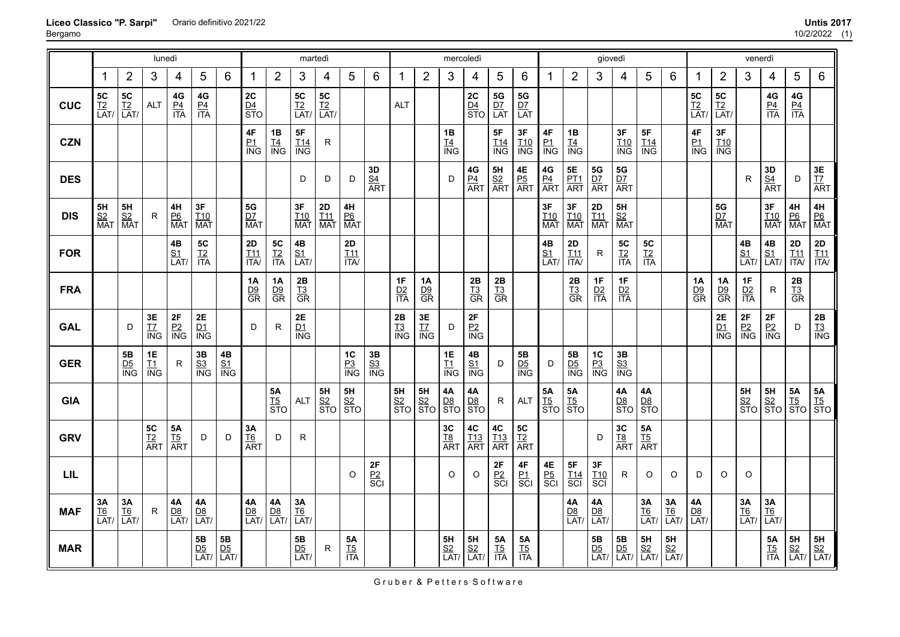**Liceo Classico "P. Sarpi"** Orario definitivo 2021/22
Bergamo

| | lunedì | | | | | | martedì | | | | | | mercoledì | | | | | | giovedì | | | | | | venerdì | | | | | |
|---|---|---|---|---|---|---|---|---|---|---|---|---|---|---|---|---|---|---|---|---|---|---|---|---|---|---|---|---|---|---|
| | 1 | 2 | 3 | 4 | 5 | 6 | 1 | 2 | 3 | 4 | 5 | 6 | 1 | 2 | 3 | 4 | 5 | 6 | 1 | 2 | 3 | 4 | 5 | 6 | 1 | 2 | 3 | 4 | 5 | 6 |
| **CUC** | 5C T2 LAT/ | 5C T2 LAT/ | ALT | 4G P4 ITA | 4G P4 ITA | | 2C D4 STO | | 5C T2 LAT/ | 5C T2 LAT/ | | | ALT | | | 2C D4 STO | 5G D7 LAT | 5G D7 LAT | | | | | | | 5C T2 LAT/ | 5C T2 LAT/ | | 4G P4 ITA | 4G P4 ITA | |
| **CZN** | | | | | | | 4F P1 ING | 1B T4 ING | 5F T14 ING | R | | | | | 1B T4 ING | | 5F T14 ING | 3F T10 ING | 4F P1 ING | 1B T4 ING | | 3F T10 ING | 5F T14 ING | | 4F P1 ING | 3F T10 ING | | | | |
| **DES** | | | | | | | | | D | D | D | 3D S4 ART | | | D | 4G P4 ART | 5H S2 ART | 4E P5 ART | 4G P4 ART | 5E PT1 ART | 5G D7 ART | 5G D7 ART | | | | | R | 3D S4 ART | D | 3E T7 ART |
| **DIS** | 5H S2 MAT | 5H S2 MAT | R | 4H P6 MAT | 3F T10 MAT | | 5G D7 MAT | | 3F T10 MAT | 2D T11 MAT | 4H P6 MAT | | | | | | | | 3F T10 MAT | 3F T10 MAT | 2D T11 MAT | 5H S2 MAT | | | | 5G D7 MAT | | 3F T10 MAT | 4H P6 MAT | 4H P6 MAT |
| **FOR** | | | | 4B S1 LAT/ | 5C T2 ITA | | 2D T11 ITA/ | 5C T2 ITA | 4B S1 LAT/ | | 2D T11 ITA/ | | | | | | | | 4B S1 LAT/ | 2D T11 ITA/ | R | 5C T2 ITA | 5C T2 ITA | | | | 4B S1 LAT/ | 4B S1 LAT/ | 2D T11 ITA/ | 2D T11 ITA/ |
| **FRA** | | | | | | | 1A D9 GR | 1A D9 GR | 2B T3 GR | | | | 1F D2 ITA | 1A D9 GR | | 2B T3 GR | 2B T3 GR | | | 2B T3 GR | 1F D2 ITA | 1F D2 ITA | | | 1A D9 GR | 1A D9 GR | 1F D2 ITA | R | 2B T3 GR | |
| **GAL** | | D | 3E T7 ING | 2F P2 ING | 2E D1 ING | | D | R | 2E D1 ING | | | | 2B T3 ING | 3E T7 ING | D | 2F P2 ING | | | | | | | | | | 2E D1 ING | 2F P2 ING | 2F P2 ING | D | 2B T3 ING |
| **GER** | | 5B D5 ING | 1E T1 ING | R | 3B S3 ING | 4B S1 ING | | | | | 1C P3 ING | 3B S3 ING | | | 1E T1 ING | 4B S1 ING | D | 5B D5 ING | D | 5B D5 ING | 1C P3 ING | 3B S3 ING | | | | | | | | |
| **GIA** | | | | | | | | 5A T5 STO | ALT | 5H S2 STO | 5H S2 STO | | 5H S2 STO | 5H S2 STO | 4A D8 STO | 4A D8 STO | R | ALT | 5A T5 STO | 5A T5 STO | | 4A D8 STO | 4A D8 STO | | | | 5H S2 STO | 5H S2 STO | 5A T5 STO | 5A T5 STO |
| **GRV** | | | 5C T2 ART | 5A T5 ART | D | D | 3A T6 ART | D | R | | | | | | 3C T8 ART | 4C T13 ART | 4C T13 ART | 5C T2 ART | | | D | 3C T8 ART | 5A T5 ART | | | | | | | |
| **LIL** | | | | | | | | | | | O | 2F P2 SCI | | | O | O | 2F P2 SCI | 4F P1 SCI | 4E P5 SCI | 5F T14 SCI | 3F T10 SCI | R | O | O | D | O | O | | | |
| **MAF** | 3A T6 LAT/ | 3A T6 LAT/ | R | 4A D8 LAT/ | 4A D8 LAT/ | | 4A D8 LAT/ | 4A D8 LAT/ | 3A T6 LAT/ | | | | | | | | | | | 4A D8 LAT/ | 4A D8 LAT/ | | 3A T6 LAT/ | 3A T6 LAT/ | 4A D8 LAT/ | | 3A T6 LAT/ | 3A T6 LAT/ | | |
| **MAR** | | | | | 5B D5 LAT/ | 5B D5 LAT/ | | | 5B D5 LAT/ | R | 5A T5 ITA | | | | 5H S2 LAT/ | 5H S2 LAT/ | 5A T5 ITA | 5A T5 ITA | | | 5B D5 LAT/ | 5B D5 LAT/ | 5H S2 LAT/ | 5H S2 LAT/ | | | | 5A T5 ITA | 5H S2 LAT/ | 5H S2 LAT/ |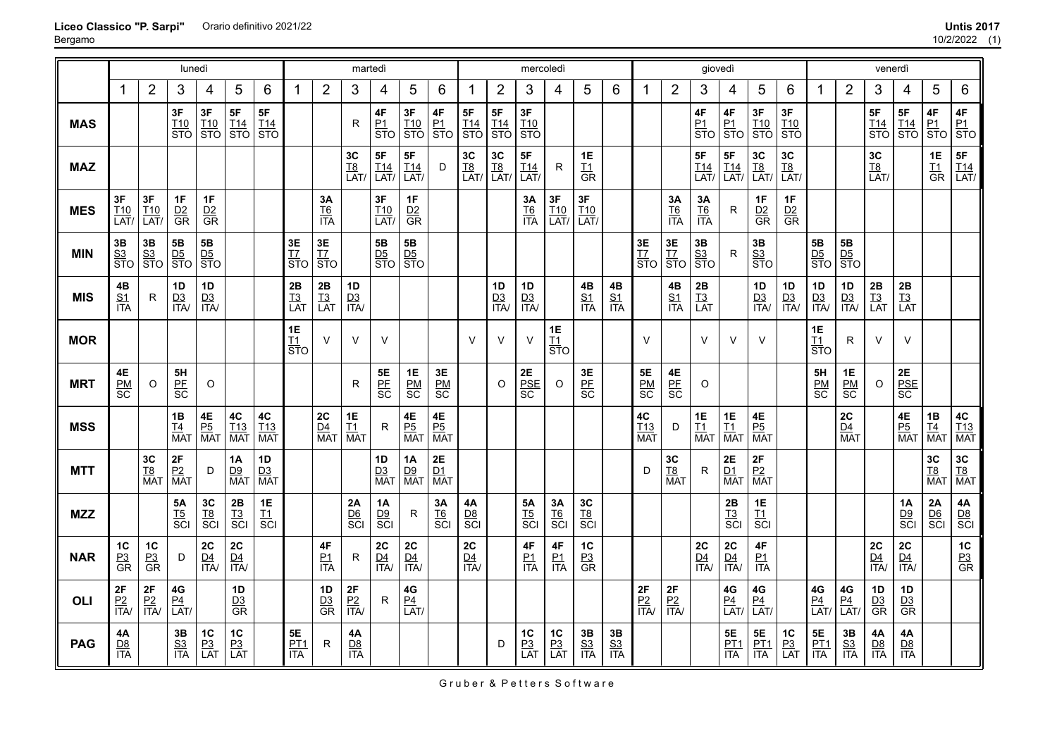| | lunedì | | | | | | martedì | | | | | | mercoledì | | | | | | giovedì | | | | | | venerdì | | | | | |
|---|---|---|---|---|---|---|---|---|---|---|---|---|---|---|---|---|---|---|---|---|---|---|---|---|---|---|---|---|---|---|
| | 1 | 2 | 3 | 4 | 5 | 6 | 1 | 2 | 3 | 4 | 5 | 6 | 1 | 2 | 3 | 4 | 5 | 6 | 1 | 2 | 3 | 4 | 5 | 6 | 1 | 2 | 3 | 4 | 5 | 6 |
| **MAS** | | | 3F T10 STO | 3F T10 STO | 5F T14 STO | 5F T14 STO | | | R | 4F P1 STO | 3F T10 STO | 4F P1 STO | 5F T14 STO | 5F T14 STO | 3F T10 STO | | | | | | 4F P1 STO | 4F P1 STO | 3F T10 STO | 3F T10 STO | | | 5F T14 STO | 5F T14 STO | 4F P1 STO | 4F P1 STO |
| **MAZ** | | | | | | | | | 3C T8 LAT/ | 5F T14 LAT/ | 5F T14 LAT/ | D | 3C T8 LAT/ | 3C T8 LAT/ | 5F T14 LAT/ | R | 1E T1 GR | | | | 5F T14 LAT/ | 5F T14 LAT/ | 3C T8 LAT/ | 3C T8 LAT/ | | | 3C T8 LAT/ | | 1E T1 GR | 5F T14 LAT/ |
| **MES** | 3F T10 LAT/ | 3F T10 LAT/ | 1F D2 GR | 1F D2 GR | | | | 3A T6 ITA | | 3F T10 LAT/ | 1F D2 GR | | | | 3A T6 ITA | 3F T10 LAT/ | 3F T10 LAT/ | | | 3A T6 ITA | 3A T6 ITA | R | 1F D2 GR | 1F D2 GR | | | | | | |
| **MIN** | 3B S3 STO | 3B S3 STO | 5B D5 STO | 5B D5 STO | | | 3E T7 STO | 3E T7 STO | | 5B D5 STO | 5B D5 STO | | | | | | | | 3E T7 STO | 3E T7 STO | 3B S3 STO | R | 3B S3 STO | | 5B D5 STO | 5B D5 STO | | | | |
| **MIS** | 4B S1 ITA | R | 1D D3 ITA/ | 1D D3 ITA/ | | | 2B T3 LAT | 2B T3 LAT | 1D D3 ITA/ | | | | | 1D D3 ITA/ | 1D D3 ITA/ | | 4B S1 ITA | 4B S1 ITA | | 4B S1 ITA | 2B T3 LAT | | 1D D3 ITA/ | 1D D3 ITA/ | 1D D3 ITA/ | 1D D3 ITA/ | 2B T3 LAT | 2B T3 LAT | | |
| **MOR** | | | | | | | 1E T1 STO | V | V | V | | | V | V | V | 1E T1 STO | | | V | | V | V | V | | 1E T1 STO | R | V | V | | |
| **MRT** | 4E PM SC | O | 5H PF SC | O | | | | | R | 5E PF SC | 1E PM SC | 3E PM SC | | O | 2E PSE SC | O | 3E PF SC | | 5E PM SC | 4E PF SC | O | | | | 5H PM SC | 1E PM SC | O | 2E PSE SC | | |
| **MSS** | | | 1B T4 MAT | 4E P5 MAT | 4C T13 MAT | 4C T13 MAT | | 2C D4 MAT | 1E T1 MAT | R | 4E P5 MAT | 4E P5 MAT | | | | | | | 4C T13 MAT | D | 1E T1 MAT | 1E T1 MAT | 4E P5 MAT | | | 2C D4 MAT | | 4E P5 MAT | 1B T4 MAT | 4C T13 MAT |
| **MTT** | | 3C T8 MAT | 2F P2 MAT | D | 1A D9 MAT | 1D D3 MAT | | | | 1D D3 MAT | 1A D9 MAT | 2E D1 MAT | | | | | | | D | 3C T8 MAT | R | 2E D1 MAT | 2F P2 MAT | | | | | | 3C T8 MAT | 3C T8 MAT |
| **MZZ** | | | 5A T5 SCI | 3C T8 SCI | 2B T3 SCI | 1E T1 SCI | | | 2A D6 SCI | 1A D9 SCI | R | 3A T6 SCI | 4A D8 SCI | | 5A T5 SCI | 3A T6 SCI | 3C T8 SCI | | | | | 2B T3 SCI | 1E T1 SCI | | | | | 1A D9 SCI | 2A D6 SCI | 4A D8 SCI |
| **NAR** | 1C P3 GR | 1C P3 GR | D | 2C D4 ITA/ | 2C D4 ITA/ | | | 4F P1 ITA | R | 2C D4 ITA/ | 2C D4 ITA/ | | 2C D4 ITA/ | | 4F P1 ITA | 4F P1 ITA | 1C P3 GR | | | | 2C D4 ITA/ | 2C D4 ITA/ | 4F P1 ITA | | | | 2C D4 ITA/ | 2C D4 ITA/ | | 1C P3 GR |
| **OLI** | 2F P2 ITA/ | 2F P2 ITA/ | 4G P4 LAT/ | | 1D D3 GR | | | 1D D3 GR | 2F P2 ITA/ | R | 4G P4 LAT/ | | | | | | | | 2F P2 ITA/ | 2F P2 ITA/ | | 4G P4 LAT/ | 4G P4 LAT/ | | 4G P4 LAT/ | 4G P4 LAT/ | 1D D3 GR | 1D D3 GR | | |
| **PAG** | 4A D8 ITA | | 3B S3 ITA | 1C P3 LAT | 1C P3 LAT | | 5E PT1 ITA | R | 4A D8 ITA | | | | | D | 1C P3 LAT | 1C P3 LAT | 3B S3 ITA | 3B S3 ITA | | | | 5E PT1 ITA | 5E PT1 ITA | 1C P3 LAT | 5E PT1 ITA | 3B S3 ITA | 4A D8 ITA | 4A D8 ITA | | |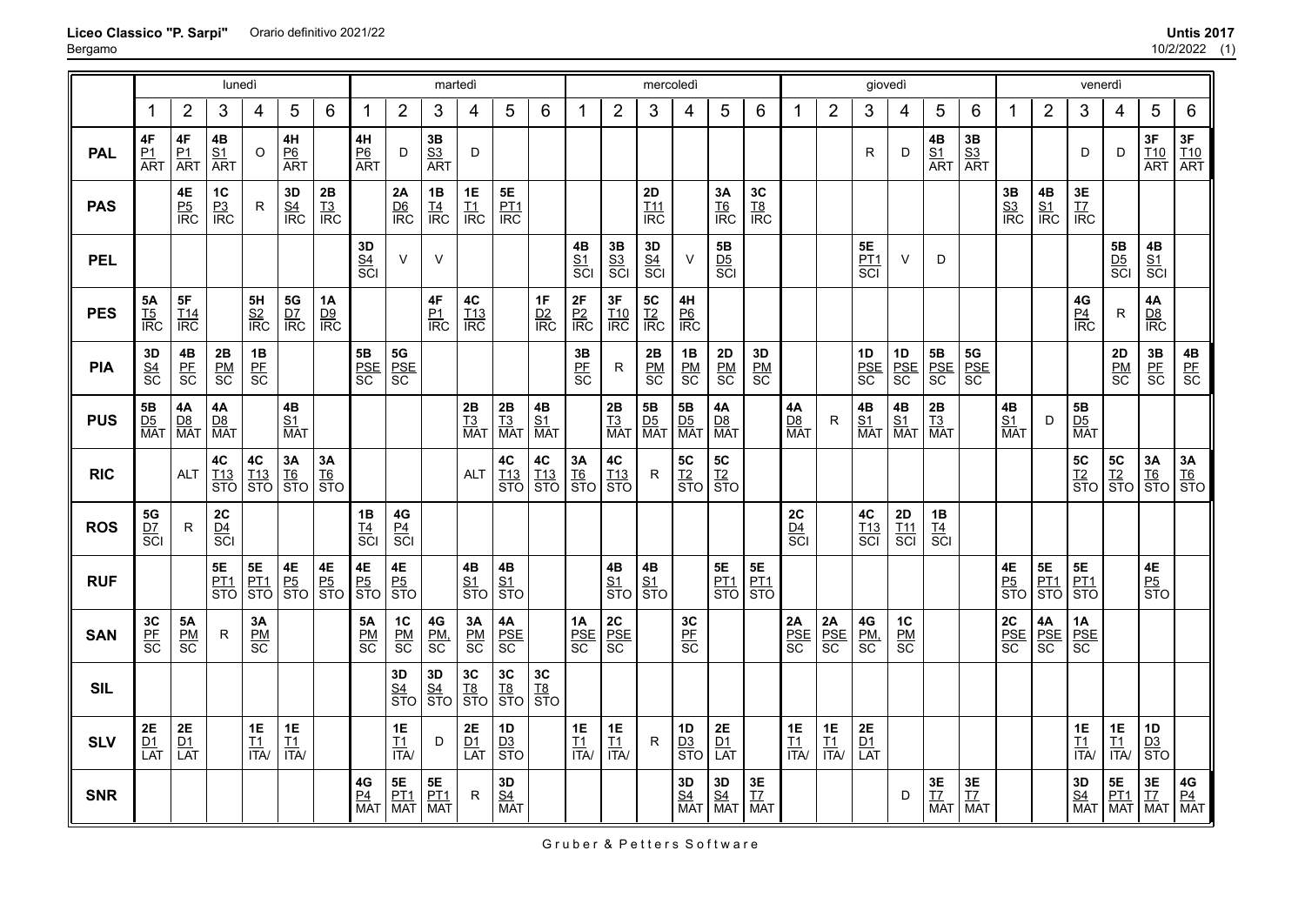**Liceo Classico "P. Sarpi"** Orario definitivo 2021/22
Bergamo

**Untis 2017**
10/2/2022 (1)

| | lunedì | | | | | | martedì | | | | | | mercoledì | | | | | | giovedì | | | | | | venerdì | | | | | |
|---|---|---|---|---|---|---|---|---|---|---|---|---|---|---|---|---|---|---|---|---|---|---|---|---|---|---|---|---|---|---|
| | 1 | 2 | 3 | 4 | 5 | 6 | 1 | 2 | 3 | 4 | 5 | 6 | 1 | 2 | 3 | 4 | 5 | 6 | 1 | 2 | 3 | 4 | 5 | 6 | 1 | 2 | 3 | 4 | 5 | 6 |
| **PAL** | 4F P1 ART | 4F P1 ART | 4B S1 ART | O | 4H P6 ART | | 4H P6 ART | D | 3B S3 ART | D | | | | | | | | | | | R | D | 4B S1 ART | 3B S3 ART | | | D | D | 3F T10 ART | 3F T10 ART |
| **PAS** | | 4E P5 IRC | 1C P3 IRC | R | 3D S4 IRC | 2B T3 IRC | | 2A D6 IRC | 1B T4 IRC | 1E T1 IRC | 5E PT1 IRC | | | | 2D T11 IRC | | 3A T6 IRC | 3C T8 IRC | | | | | | | 3B S3 IRC | 4B S1 IRC | 3E T7 IRC | | | |
| **PEL** | | | | | | | 3D S4 SCI | V | V | | | | 4B S1 SCI | 3B S3 SCI | 3D S4 SCI | V | 5B D5 SCI | | | | 5E PT1 SCI | V | D | | | | | 5B D5 SCI | 4B S1 SCI | |
| **PES** | 5A T5 IRC | 5F T14 IRC | | 5H S2 IRC | 5G D7 IRC | 1A D9 IRC | | | 4F P1 IRC | 4C T13 IRC | | 1F D2 IRC | 2F P2 IRC | 3F T10 IRC | 5C T2 IRC | 4H P6 IRC | | | | | | | | | | | 4G P4 IRC | R | 4A D8 IRC | |
| **PIA** | 3D S4 SC | 4B PF SC | 2B PM SC | 1B PF SC | | | 5B PSE SC | 5G PSE SC | | | | | 3B PF SC | R | 2B PM SC | 1B PM SC | 2D PM SC | 3D PM SC | | | 1D PSE SC | 1D PSE SC | 5B PSE SC | 5G PSE SC | | | | 2D PM SC | 3B PF SC | 4B PF SC |
| **PUS** | 5B D5 MAT | 4A D8 MAT | 4A D8 MAT | | 4B S1 MAT | | | | | 2B T3 MAT | 2B T3 MAT | 4B S1 MAT | | 2B T3 MAT | 5B D5 MAT | 5B D5 MAT | 4A D8 MAT | | 4A D8 MAT | R | 4B S1 MAT | 4B S1 MAT | 2B T3 MAT | | 4B S1 MAT | D | 5B D5 MAT | | | |
| **RIC** | | ALT | 4C T13 STO | 4C T13 STO | 3A T6 STO | 3A T6 STO | | | | ALT | 4C T13 STO | 4C T13 STO | 3A T6 STO | 4C T13 STO | R | 5C T2 STO | 5C T2 STO | | | | | | | | | | 5C T2 STO | 5C T2 STO | 3A T6 STO | 3A T6 STO |
| **ROS** | 5G D7 SCI | R | 2C D4 SCI | | | | 1B T4 SCI | 4G P4 SCI | | | | | | | | | | | 2C D4 SCI | | 4C T13 SCI | 2D T11 SCI | 1B T4 SCI | | | | | | | |
| **RUF** | | | 5E PT1 STO | 5E PT1 STO | 4E P5 STO | 4E P5 STO | 4E P5 STO | 4E P5 STO | | 4B S1 STO | 4B S1 STO | | | 4B S1 STO | 4B S1 STO | | 5E PT1 STO | 5E PT1 STO | | | | | | | 4E P5 STO | 5E PT1 STO | 5E PT1 STO | | 4E P5 STO | |
| **SAN** | 3C PF SC | 5A PM SC | R | 3A PM SC | | | 5A PM SC | 1C PM SC | 4G PM, SC | 3A PM SC | 4A PSE SC | | 1A PSE SC | 2C PSE SC | | 3C PF SC | | | 2A PSE SC | 2A PSE SC | 4G PM, SC | 1C PM SC | | | 2C PSE SC | 4A PSE SC | 1A PSE SC | | | |
| **SIL** | | | | | | | | 3D S4 STO | 3D S4 STO | 3C T8 STO | 3C T8 STO | 3C T8 STO | | | | | | | | | | | | | | | | | | |
| **SLV** | 2E D1 LAT | 2E D1 LAT | | 1E T1 ITA/ | 1E T1 ITA/ | | | 1E T1 ITA/ | D | 2E D1 LAT | 1D D3 STO | | 1E T1 ITA/ | 1E T1 ITA/ | R | 1D D3 STO | 2E D1 LAT | | 1E T1 ITA/ | 1E T1 ITA/ | 2E D1 LAT | | | | | | 1E T1 ITA/ | 1E T1 ITA/ | 1D D3 STO | |
| **SNR** | | | | | | | 4G P4 MAT | 5E PT1 MAT | 5E PT1 MAT | R | 3D S4 MAT | | | | | 3D S4 MAT | 3D S4 MAT | 3E T7 MAT | | | | D | 3E T7 MAT | 3E T7 MAT | | | 3D S4 MAT | 5E PT1 MAT | 3E T7 MAT | 4G P4 MAT |

Gruber & Petters Software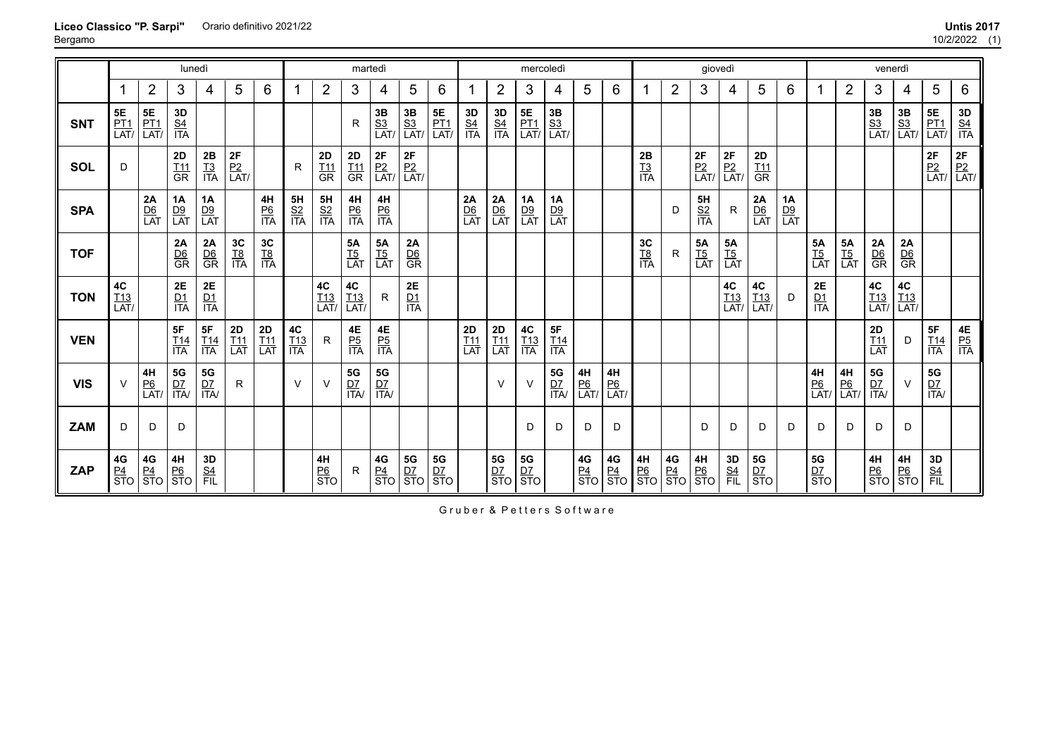**Liceo Classico "P. Sarpi"** Orario definitivo 2021/22

Bergamo

**Untis 2017**

10/2/2022 (1)

| | lunedì | | | | | | martedì | | | | | | mercoledì | | | | | | giovedì | | | | | | venerdì | | | | | |
|---|---|---|---|---|---|---|---|---|---|---|---|---|---|---|---|---|---|---|---|---|---|---|---|---|---|---|---|---|---|---|
| | 1 | 2 | 3 | 4 | 5 | 6 | 1 | 2 | 3 | 4 | 5 | 6 | 1 | 2 | 3 | 4 | 5 | 6 | 1 | 2 | 3 | 4 | 5 | 6 | 1 | 2 | 3 | 4 | 5 | 6 |
| **SNT** | 5E PT1 LAT/ | 5E PT1 LAT/ | 3D S4 ITA | | | | | | R | 3B S3 LAT/ | 3B S3 LAT/ | 5E PT1 LAT/ | 3D S4 ITA | 3D S4 ITA | 5E PT1 LAT/ | 3B S3 LAT/ | | | | | | | | | | | 3B S3 LAT/ | 3B S3 LAT/ | 5E PT1 LAT/ | 3D S4 ITA |
| **SOL** | D | | 2D T11 GR | 2B T3 ITA | 2F P2 LAT/ | | R | 2D T11 GR | 2D T11 GR | 2F P2 LAT/ | 2F P2 LAT/ | | | | | | | | 2B T3 ITA | | 2F P2 LAT/ | 2F P2 LAT/ | 2D T11 GR | | | | | | 2F P2 LAT/ | 2F P2 LAT/ |
| **SPA** | | 2A D6 LAT | 1A D9 LAT | 1A D9 LAT | | 4H P6 ITA | 5H S2 ITA | 5H S2 ITA | 4H P6 ITA | 4H P6 ITA | | | 2A D6 LAT | 2A D6 LAT | 1A D9 LAT | 1A D9 LAT | | | | D | 5H S2 ITA | R | 2A D6 LAT | 1A D9 LAT | | | | | | |
| **TOF** | | | 2A D6 GR | 2A D6 GR | 3C T8 ITA | 3C T8 ITA | | | 5A T5 LAT | 5A T5 LAT | 2A D6 GR | | | | | | | | 3C T8 ITA | R | 5A T5 LAT | 5A T5 LAT | | | 5A T5 LAT | 5A T5 LAT | 2A D6 GR | 2A D6 GR | | |
| **TON** | 4C T13 LAT/ | | 2E D1 ITA | 2E D1 ITA | | | | 4C T13 LAT/ | 4C T13 LAT/ | R | 2E D1 ITA | | | | | | | | | | | 4C T13 LAT/ | 4C T13 LAT/ | D | 2E D1 ITA | | 4C T13 LAT/ | 4C T13 LAT/ | | |
| **VEN** | | | 5F T14 ITA | 5F T14 ITA | 2D T11 LAT | 2D T11 LAT | 4C T13 ITA | R | 4E P5 ITA | 4E P5 ITA | | | 2D T11 LAT | 2D T11 LAT | 4C T13 ITA | 5F T14 ITA | | | | | | | | | | | 2D T11 LAT | D | 5F T14 ITA | 4E P5 ITA |
| **VIS** | V | 4H P6 LAT/ | 5G D7 ITA/ | 5G D7 ITA/ | R | | V | V | 5G D7 ITA/ | 5G D7 ITA/ | | | | V | V | 5G D7 ITA/ | 4H P6 LAT/ | 4H P6 LAT/ | | | | | | | 4H P6 LAT/ | 4H P6 LAT/ | 5G D7 ITA/ | V | 5G D7 ITA/ | |
| **ZAM** | D | D | D | | | | | | | | | | | | D | D | D | D | | | D | D | D | D | D | D | D | D | | |
| **ZAP** | 4G P4 STO | 4G P4 STO | 4H P6 STO | 3D S4 FIL | | | | 4H P6 STO | R | 4G P4 STO | 5G D7 STO | 5G D7 STO | | 5G D7 STO | 5G D7 STO | | 4G P4 STO | 4G P4 STO | 4H P6 STO | 4G P4 STO | 4H P6 STO | 3D S4 FIL | 5G D7 STO | | 5G D7 STO | | 4H P6 STO | 4H P6 STO | 3D S4 FIL | |

Gruber & Petters Software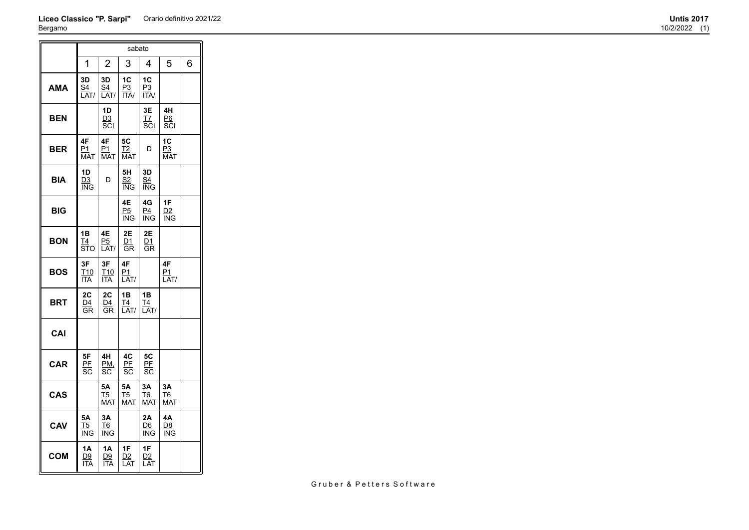**Liceo Classico "P. Sarpi"** Orario definitivo 2021/22
Bergamo

**Untis 2017**
10/2/2022 (1)

| | sabato | | | | | |
|---|---|---|---|---|---|---|
| | 1 | 2 | 3 | 4 | 5 | 6 |
| **AMA** | 3D S4 LAT/ | 3D S4 LAT/ | 1C P3 ITA/ | 1C P3 ITA/ | | |
| **BEN** | | 1D D3 SCI | | 3E T7 SCI | 4H P6 SCI | |
| **BER** | 4F P1 MAT | 4F P1 MAT | 5C T2 MAT | D | 1C P3 MAT | |
| **BIA** | 1D D3 ING | D | 5H S2 ING | 3D S4 ING | | |
| **BIG** | | | 4E P5 ING | 4G P4 ING | 1F D2 ING | |
| **BON** | 1B T4 STO | 4E P5 LAT/ | 2E D1 GR | 2E D1 GR | | |
| **BOS** | 3F T10 ITA | 3F T10 ITA | 4F P1 LAT/ | | 4F P1 LAT/ | |
| **BRT** | 2C D4 GR | 2C D4 GR | 1B T4 LAT/ | 1B T4 LAT/ | | |
| **CAI** | | | | | | |
| **CAR** | 5F PF SC | 4H PM, SC | 4C PF SC | 5C PF SC | | |
| **CAS** | | 5A T5 MAT | 5A T5 MAT | 3A T6 MAT | 3A T6 MAT | |
| **CAV** | 5A T5 ING | 3A T6 ING | | 2A D6 ING | 4A D8 ING | |
| **COM** | 1A D9 ITA | 1A D9 ITA | 1F D2 LAT | 1F D2 LAT | | |

Gruber & Petters Software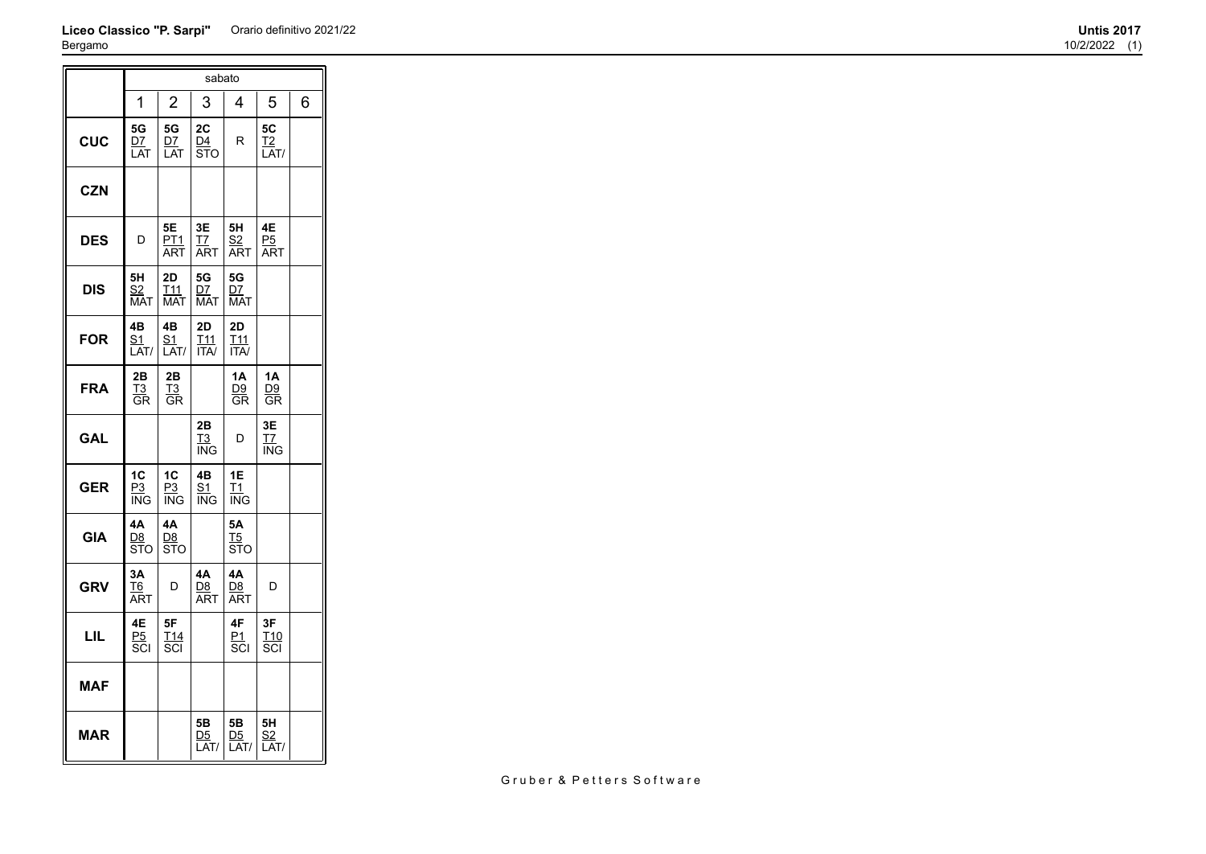**Liceo Classico "P. Sarpi"** Orario definitivo 2021/22
Bergamo

**Untis 2017**
10/2/2022 (1)

| | sabato | | | | | |
|---|---|---|---|---|---|---|
| | 1 | 2 | 3 | 4 | 5 | 6 |
| **CUC** | 5G D7 LAT | 5G D7 LAT | 2C D4 STO | R | 5C T2 LAT/ | |
| **CZN** | | | | | | |
| **DES** | D | 5E PT1 ART | 3E T7 ART | 5H S2 ART | 4E P5 ART | |
| **DIS** | 5H S2 MAT | 2D T11 MAT | 5G D7 MAT | 5G D7 MAT | | |
| **FOR** | 4B S1 LAT/ | 4B S1 LAT/ | 2D T11 ITA/ | 2D T11 ITA/ | | |
| **FRA** | 2B T3 GR | 2B T3 GR | | 1A D9 GR | 1A D9 GR | |
| **GAL** | | | 2B T3 ING | D | 3E T7 ING | |
| **GER** | 1C P3 ING | 1C P3 ING | 4B S1 ING | 1E T1 ING | | |
| **GIA** | 4A D8 STO | 4A D8 STO | | 5A T5 STO | | |
| **GRV** | 3A T6 ART | D | 4A D8 ART | 4A D8 ART | D | |
| **LIL** | 4E P5 SCI | 5F T14 SCI | | 4F P1 SCI | 3F T10 SCI | |
| **MAF** | | | | | | |
| **MAR** | | | 5B D5 LAT/ | 5B D5 LAT/ | 5H S2 LAT/ | |

Gruber & Petters Software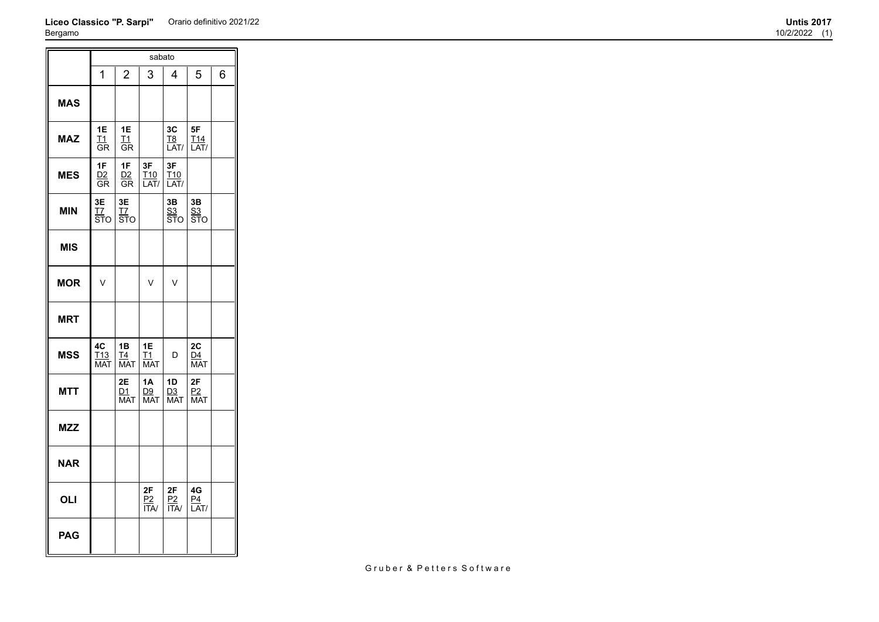**Liceo Classico "P. Sarpi"** Orario definitivo 2021/22
Bergamo

**Untis 2017**
10/2/2022 (1)

| | sabato | | | | | |
|---|---|---|---|---|---|---|
| | 1 | 2 | 3 | 4 | 5 | 6 |
| **MAS** | | | | | | |
| **MAZ** | **1E** T1 GR | **1E** T1 GR | | **3C** T8 LAT/ | **5F** T14 LAT/ | |
| **MES** | **1F** D2 GR | **1F** D2 GR | **3F** T10 LAT/ | **3F** T10 LAT/ | | |
| **MIN** | **3E** T7 STO | **3E** T7 STO | | **3B** S3 STO | **3B** S3 STO | |
| **MIS** | | | | | | |
| **MOR** | V | | V | V | | |
| **MRT** | | | | | | |
| **MSS** | **4C** T13 MAT | **1B** T4 MAT | **1E** T1 MAT | D | **2C** D4 MAT | |
| **MTT** | | **2E** D1 MAT | **1A** D9 MAT | **1D** D3 MAT | **2F** P2 MAT | |
| **MZZ** | | | | | | |
| **NAR** | | | | | | |
| **OLI** | | | **2F** P2 ITA/ | **2F** P2 ITA/ | **4G** P4 LAT/ | |
| **PAG** | | | | | | |

Gruber & Petters Software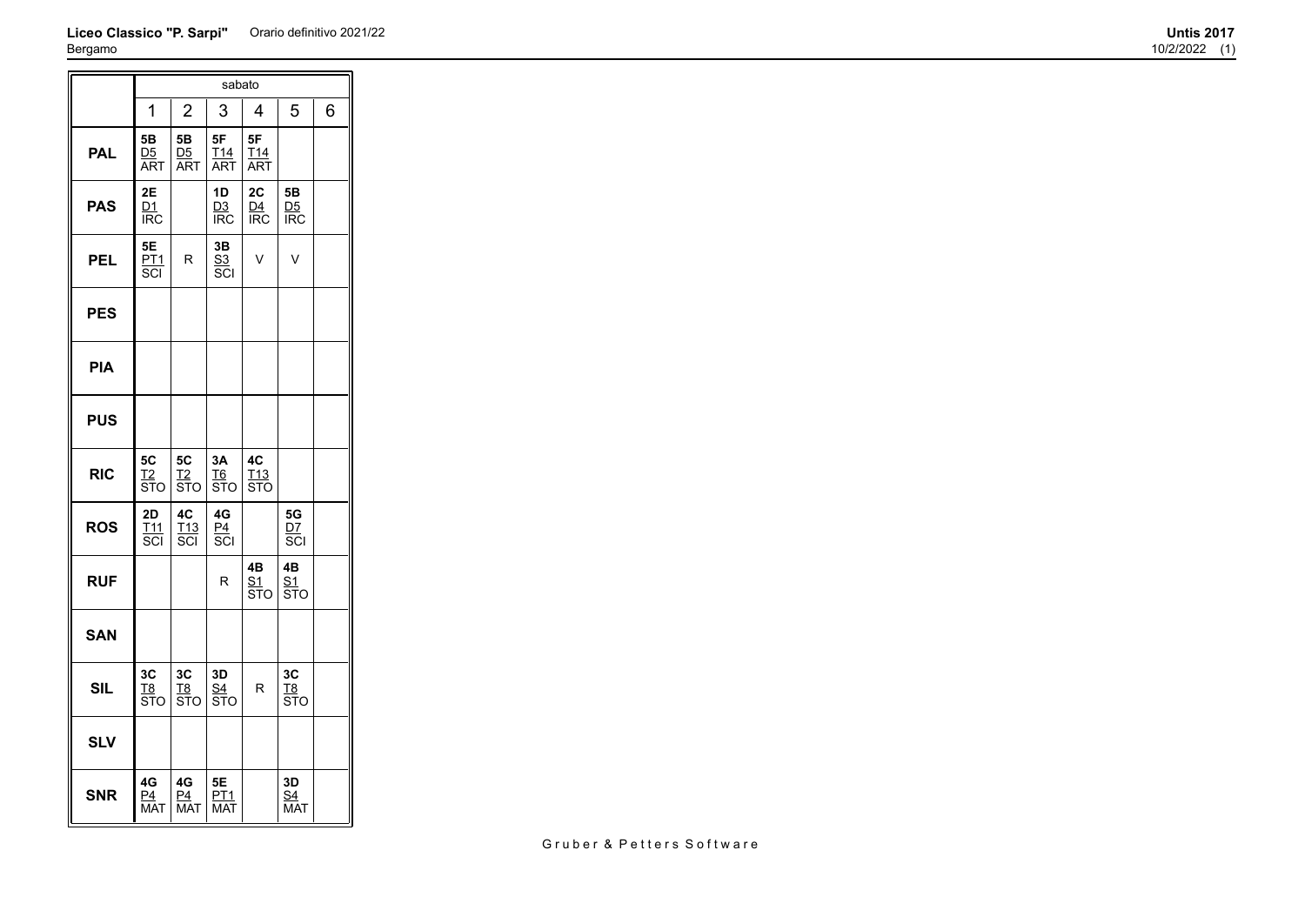**Liceo Classico "P. Sarpi"** Orario definitivo 2021/22
Bergamo

**Untis 2017**
10/2/2022 (1)

| | sabato | | | | | |
|---|---|---|---|---|---|---|
| | 1 | 2 | 3 | 4 | 5 | 6 |
| **PAL** | **5B** D5 ART | **5B** D5 ART | **5F** T14 ART | **5F** T14 ART | | |
| **PAS** | **2E** D1 IRC | | **1D** D3 IRC | **2C** D4 IRC | **5B** D5 IRC | |
| **PEL** | **5E** PT1 SCI | R | **3B** S3 SCI | V | V | |
| **PES** | | | | | | |
| **PIA** | | | | | | |
| **PUS** | | | | | | |
| **RIC** | **5C** T2 STO | **5C** T2 STO | **3A** T6 STO | **4C** T13 STO | | |
| **ROS** | **2D** T11 SCI | **4C** T13 SCI | **4G** P4 SCI | | **5G** D7 SCI | |
| **RUF** | | | R | **4B** S1 STO | **4B** S1 STO | |
| **SAN** | | | | | | |
| **SIL** | **3C** T8 STO | **3C** T8 STO | **3D** S4 STO | R | **3C** T8 STO | |
| **SLV** | | | | | | |
| **SNR** | **4G** P4 MAT | **4G** P4 MAT | **5E** PT1 MAT | | **3D** S4 MAT | |

Gruber & Petters Software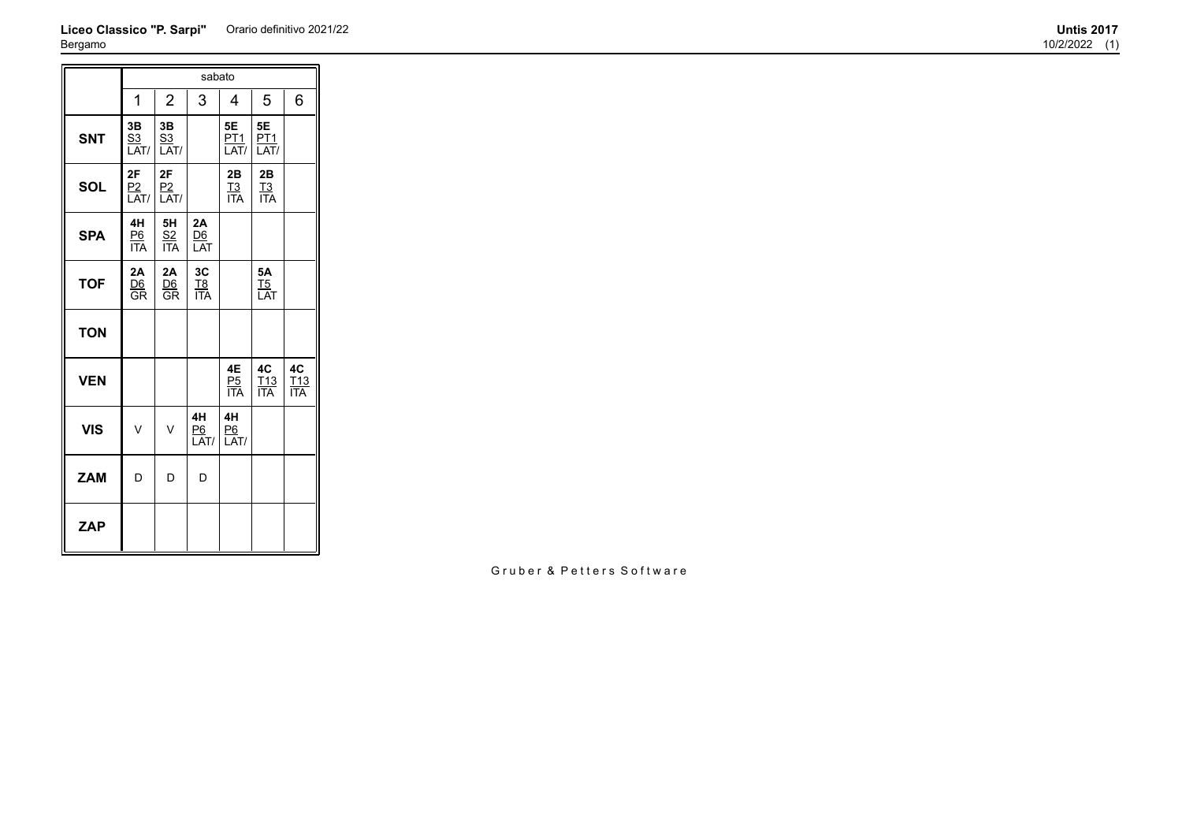**Liceo Classico "P. Sarpi"** Orario definitivo 2021/22
Bergamo

**Untis 2017**
10/2/2022 (1)

| | sabato | | | | | |
|---|---|---|---|---|---|---|
| | 1 | 2 | 3 | 4 | 5 | 6 |
| **SNT** | **3B** S3 LAT/ | **3B** S3 LAT/ | | **5E** PT1 LAT/ | **5E** PT1 LAT/ | |
| **SOL** | **2F** P2 LAT/ | **2F** P2 LAT/ | | **2B** T3 ITA | **2B** T3 ITA | |
| **SPA** | **4H** P6 ITA | **5H** S2 ITA | **2A** D6 LAT | | | |
| **TOF** | **2A** D6 GR | **2A** D6 GR | **3C** T8 ITA | | **5A** T5 LAT | |
| **TON** | | | | | | |
| **VEN** | | | | **4E** P5 ITA | **4C** T13 ITA | **4C** T13 ITA |
| **VIS** | V | V | **4H** P6 LAT/ | **4H** P6 LAT/ | | |
| **ZAM** | D | D | D | | | |
| **ZAP** | | | | | | |

Gruber & Petters Software